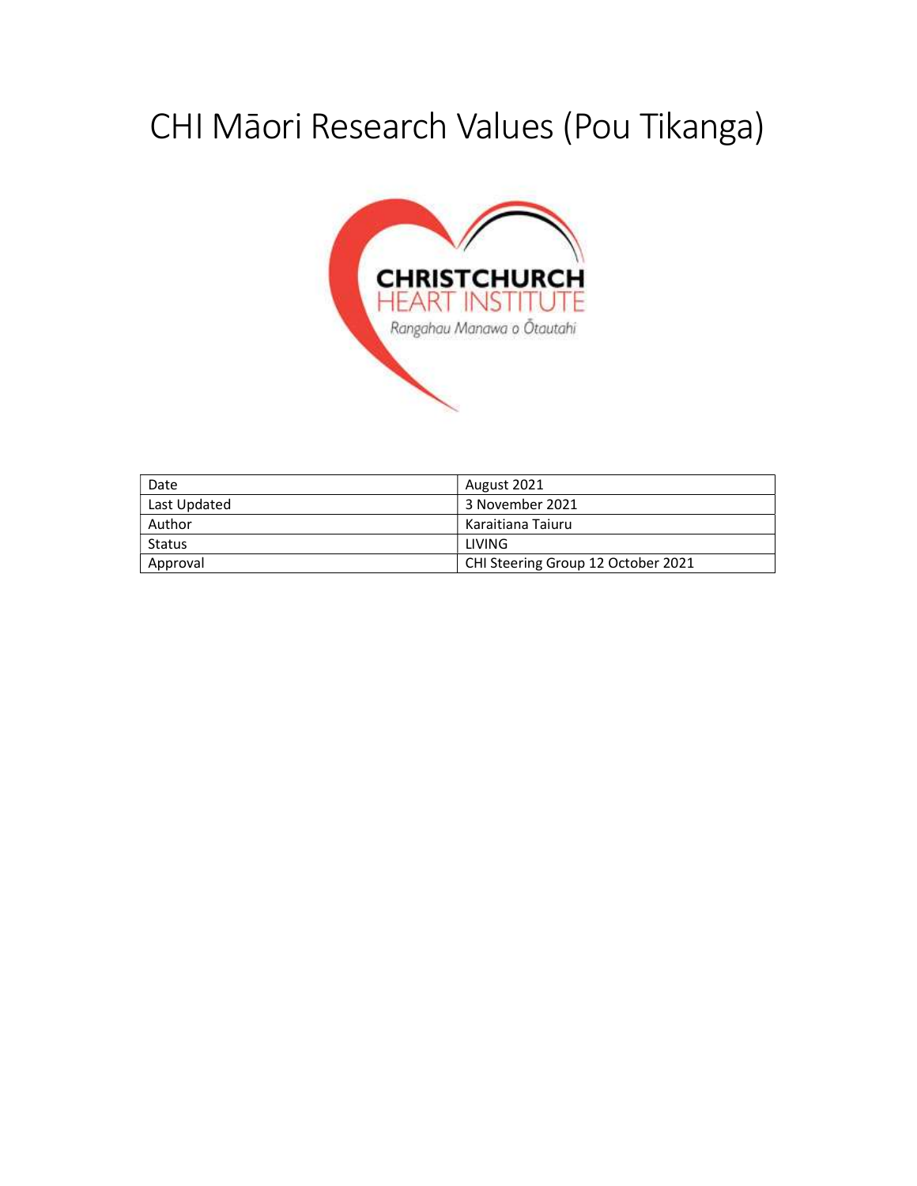# CHI Māori Research Values (Pou Tikanga)

CHRISTCHURCH HEART INSTITUTE

Rangahau Manawa o Ōtautahi

| | |
|---|---|
| Date | August 2021 |
| Last Updated | 3 November 2021 |
| Author | Karaitiana Taiuru |
| Status | LIVING |
| Approval | CHI Steering Group 12 October 2021 |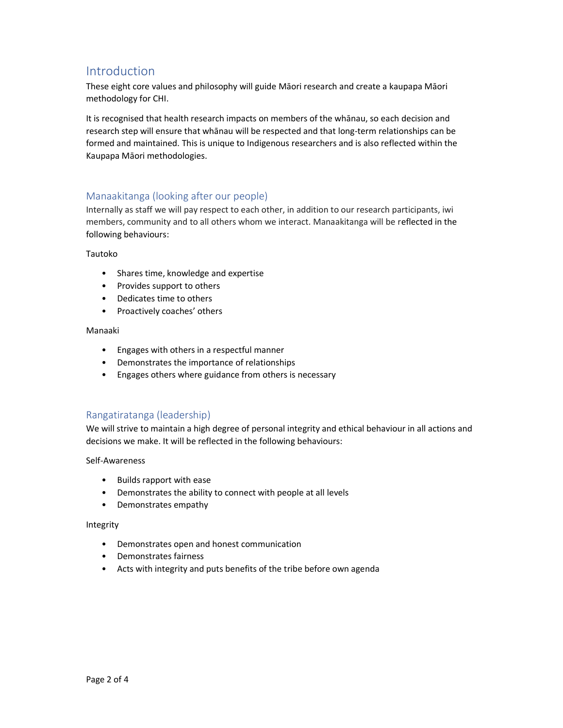## Introduction

These eight core values and philosophy will guide Māori research and create a kaupapa Māori methodology for CHI.

It is recognised that health research impacts on members of the whānau, so each decision and research step will ensure that whānau will be respected and that long-term relationships can be formed and maintained. This is unique to Indigenous researchers and is also reflected within the Kaupapa Māori methodologies.

### Manaakitanga (looking after our people)

Internally as staff we will pay respect to each other, in addition to our research participants, iwi members, community and to all others whom we interact. Manaakitanga will be reflected in the following behaviours:

Tautoko

- Shares time, knowledge and expertise
- Provides support to others
- Dedicates time to others
- Proactively coaches' others

Manaaki

- Engages with others in a respectful manner
- Demonstrates the importance of relationships
- Engages others where guidance from others is necessary

### Rangatiratanga (leadership)

We will strive to maintain a high degree of personal integrity and ethical behaviour in all actions and decisions we make. It will be reflected in the following behaviours:

Self-Awareness

- Builds rapport with ease
- Demonstrates the ability to connect with people at all levels
- Demonstrates empathy

Integrity

- Demonstrates open and honest communication
- Demonstrates fairness
- Acts with integrity and puts benefits of the tribe before own agenda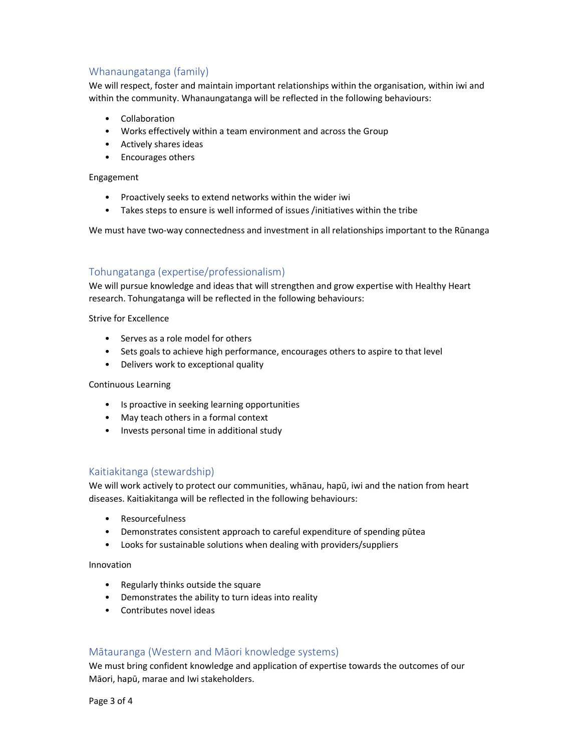## Whanaungatanga (family)

We will respect, foster and maintain important relationships within the organisation, within iwi and within the community. Whanaungatanga will be reflected in the following behaviours:

- Collaboration
- Works effectively within a team environment and across the Group
- Actively shares ideas
- Encourages others

Engagement

- Proactively seeks to extend networks within the wider iwi
- Takes steps to ensure is well informed of issues /initiatives within the tribe

We must have two-way connectedness and investment in all relationships important to the Rūnanga

## Tohungatanga (expertise/professionalism)

We will pursue knowledge and ideas that will strengthen and grow expertise with Healthy Heart research. Tohungatanga will be reflected in the following behaviours:

Strive for Excellence

- Serves as a role model for others
- Sets goals to achieve high performance, encourages others to aspire to that level
- Delivers work to exceptional quality

Continuous Learning

- Is proactive in seeking learning opportunities
- May teach others in a formal context
- Invests personal time in additional study

## Kaitiakitanga (stewardship)

We will work actively to protect our communities, whānau, hapū, iwi and the nation from heart diseases. Kaitiakitanga will be reflected in the following behaviours:

- Resourcefulness
- Demonstrates consistent approach to careful expenditure of spending pūtea
- Looks for sustainable solutions when dealing with providers/suppliers

Innovation

- Regularly thinks outside the square
- Demonstrates the ability to turn ideas into reality
- Contributes novel ideas

## Mātauranga (Western and Māori knowledge systems)

We must bring confident knowledge and application of expertise towards the outcomes of our Māori, hapū, marae and Iwi stakeholders.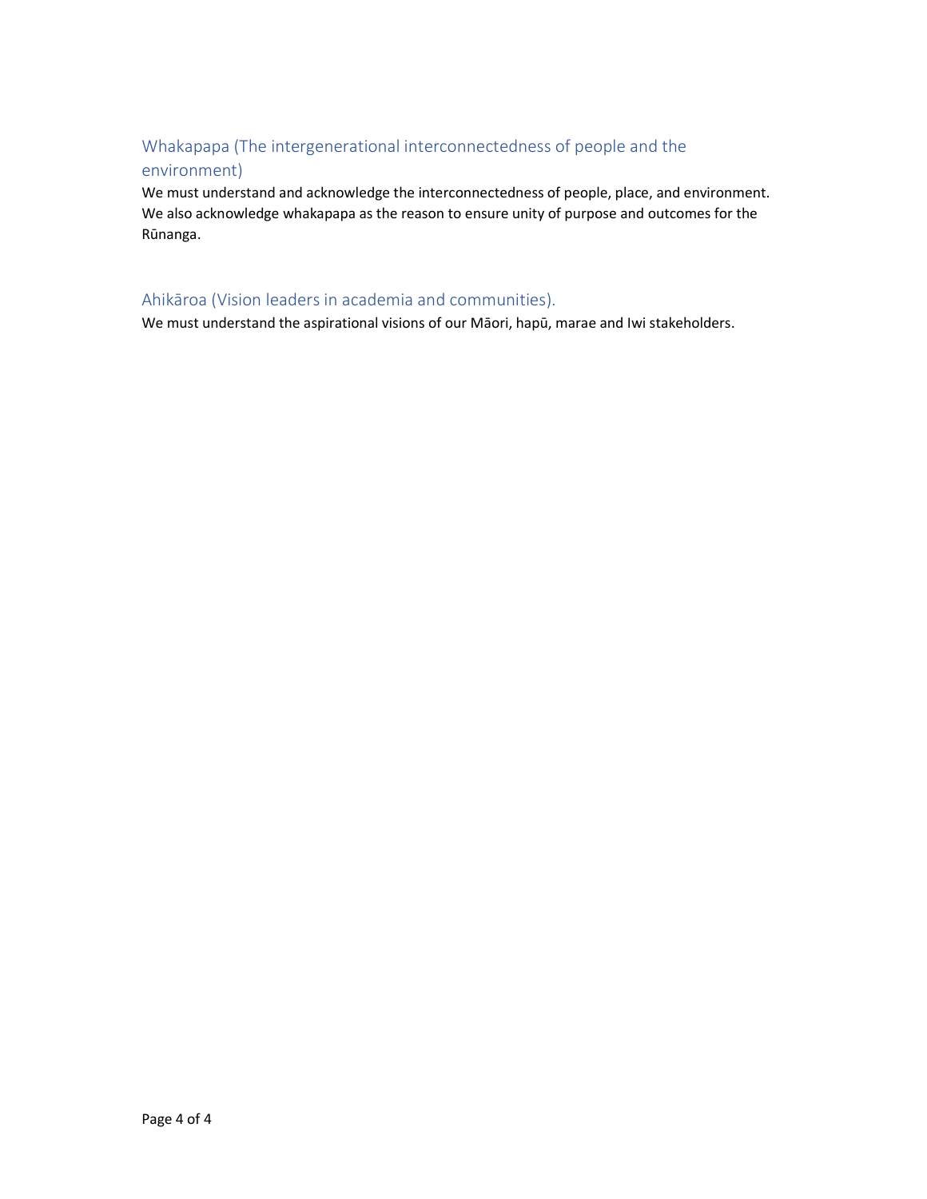## Whakapapa (The intergenerational interconnectedness of people and the environment)

We must understand and acknowledge the interconnectedness of people, place, and environment. We also acknowledge whakapapa as the reason to ensure unity of purpose and outcomes for the Rūnanga.

## Ahikāroa (Vision leaders in academia and communities).

We must understand the aspirational visions of our Māori, hapū, marae and Iwi stakeholders.